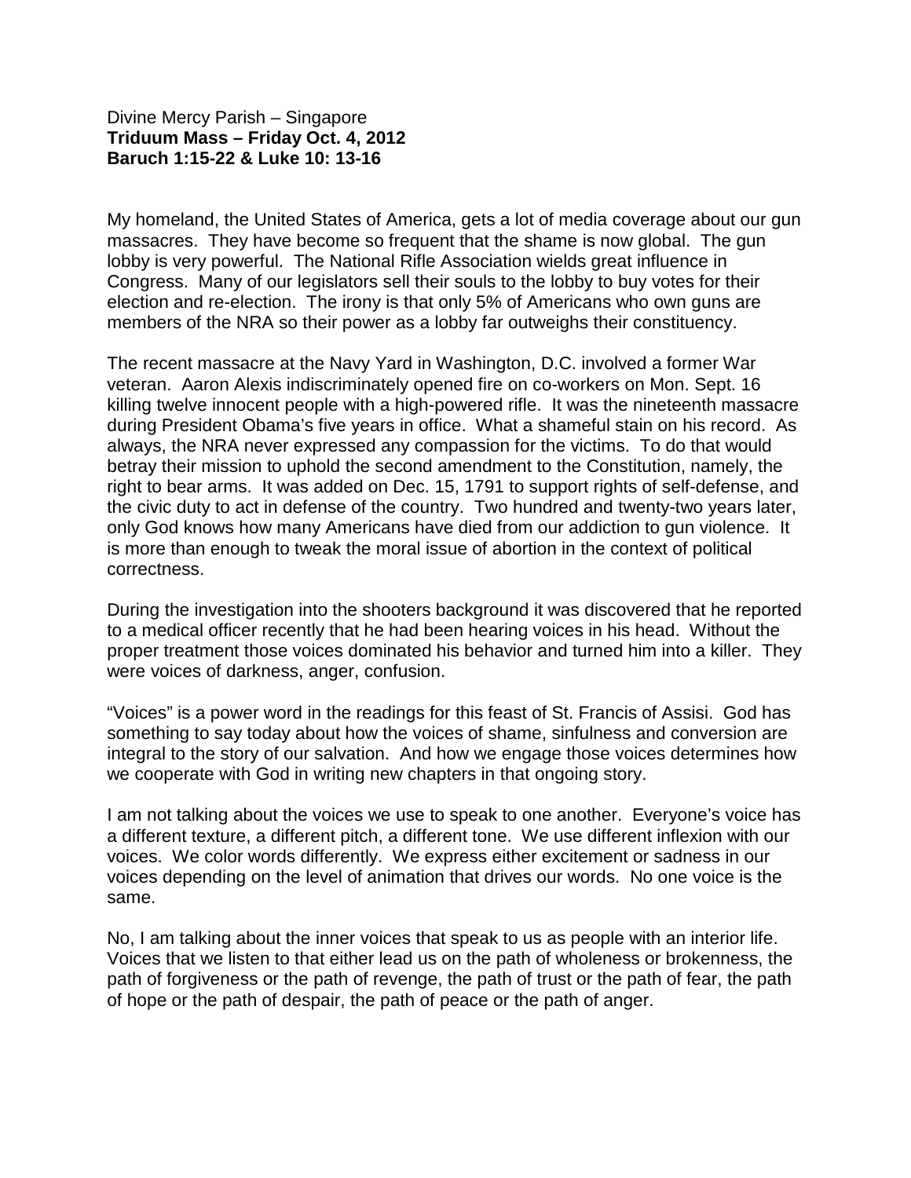Divine Mercy Parish – Singapore
**Triduum Mass – Friday Oct. 4, 2012**
**Baruch 1:15-22 & Luke 10: 13-16**

My homeland, the United States of America, gets a lot of media coverage about our gun massacres. They have become so frequent that the shame is now global. The gun lobby is very powerful. The National Rifle Association wields great influence in Congress. Many of our legislators sell their souls to the lobby to buy votes for their election and re-election. The irony is that only 5% of Americans who own guns are members of the NRA so their power as a lobby far outweighs their constituency.

The recent massacre at the Navy Yard in Washington, D.C. involved a former War veteran. Aaron Alexis indiscriminately opened fire on co-workers on Mon. Sept. 16 killing twelve innocent people with a high-powered rifle. It was the nineteenth massacre during President Obama's five years in office. What a shameful stain on his record. As always, the NRA never expressed any compassion for the victims. To do that would betray their mission to uphold the second amendment to the Constitution, namely, the right to bear arms. It was added on Dec. 15, 1791 to support rights of self-defense, and the civic duty to act in defense of the country. Two hundred and twenty-two years later, only God knows how many Americans have died from our addiction to gun violence. It is more than enough to tweak the moral issue of abortion in the context of political correctness.

During the investigation into the shooters background it was discovered that he reported to a medical officer recently that he had been hearing voices in his head. Without the proper treatment those voices dominated his behavior and turned him into a killer. They were voices of darkness, anger, confusion.

"Voices" is a power word in the readings for this feast of St. Francis of Assisi. God has something to say today about how the voices of shame, sinfulness and conversion are integral to the story of our salvation. And how we engage those voices determines how we cooperate with God in writing new chapters in that ongoing story.

I am not talking about the voices we use to speak to one another. Everyone's voice has a different texture, a different pitch, a different tone. We use different inflexion with our voices. We color words differently. We express either excitement or sadness in our voices depending on the level of animation that drives our words. No one voice is the same.

No, I am talking about the inner voices that speak to us as people with an interior life. Voices that we listen to that either lead us on the path of wholeness or brokenness, the path of forgiveness or the path of revenge, the path of trust or the path of fear, the path of hope or the path of despair, the path of peace or the path of anger.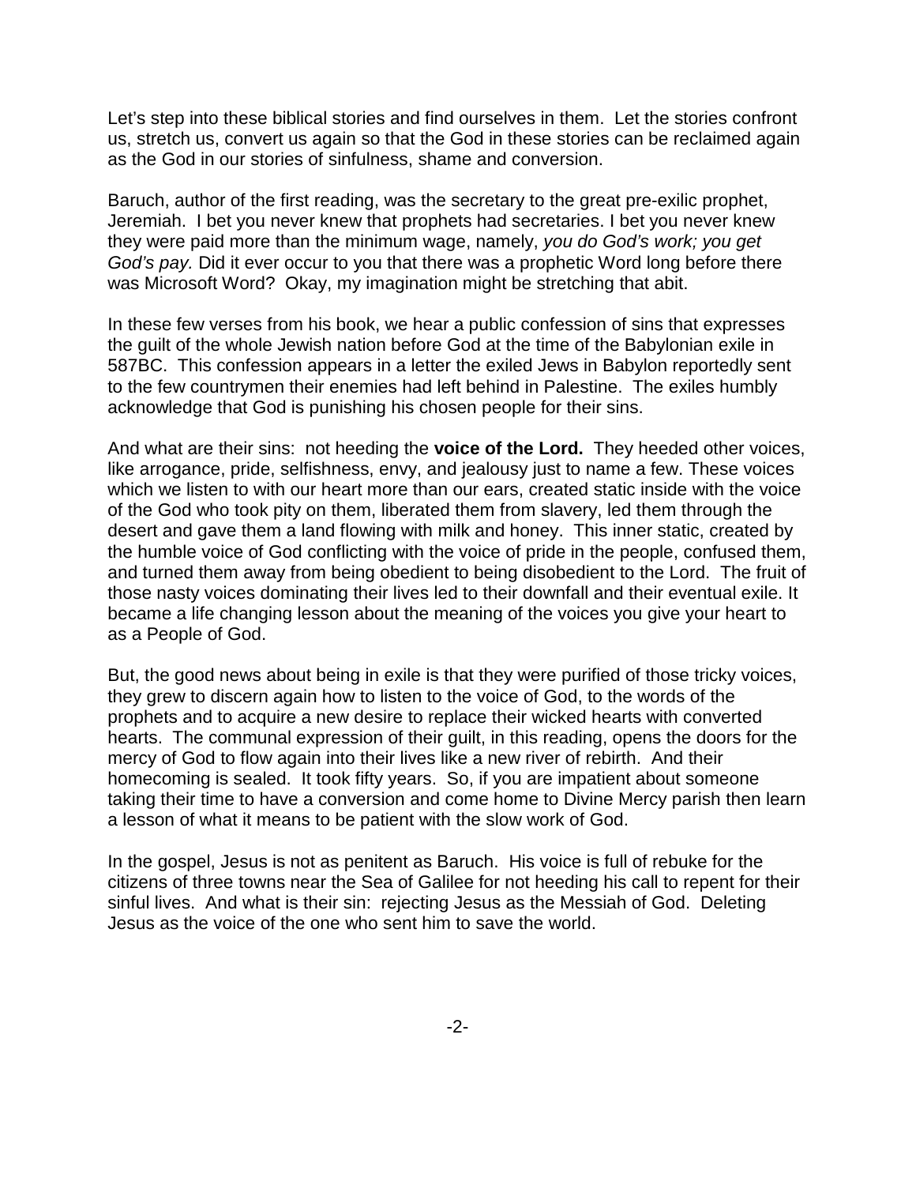Let's step into these biblical stories and find ourselves in them. Let the stories confront us, stretch us, convert us again so that the God in these stories can be reclaimed again as the God in our stories of sinfulness, shame and conversion.

Baruch, author of the first reading, was the secretary to the great pre-exilic prophet, Jeremiah. I bet you never knew that prophets had secretaries. I bet you never knew they were paid more than the minimum wage, namely, *you do God's work; you get God's pay.* Did it ever occur to you that there was a prophetic Word long before there was Microsoft Word? Okay, my imagination might be stretching that abit.

In these few verses from his book, we hear a public confession of sins that expresses the guilt of the whole Jewish nation before God at the time of the Babylonian exile in 587BC. This confession appears in a letter the exiled Jews in Babylon reportedly sent to the few countrymen their enemies had left behind in Palestine. The exiles humbly acknowledge that God is punishing his chosen people for their sins.

And what are their sins: not heeding the **voice of the Lord.** They heeded other voices, like arrogance, pride, selfishness, envy, and jealousy just to name a few. These voices which we listen to with our heart more than our ears, created static inside with the voice of the God who took pity on them, liberated them from slavery, led them through the desert and gave them a land flowing with milk and honey. This inner static, created by the humble voice of God conflicting with the voice of pride in the people, confused them, and turned them away from being obedient to being disobedient to the Lord. The fruit of those nasty voices dominating their lives led to their downfall and their eventual exile. It became a life changing lesson about the meaning of the voices you give your heart to as a People of God.

But, the good news about being in exile is that they were purified of those tricky voices, they grew to discern again how to listen to the voice of God, to the words of the prophets and to acquire a new desire to replace their wicked hearts with converted hearts. The communal expression of their guilt, in this reading, opens the doors for the mercy of God to flow again into their lives like a new river of rebirth. And their homecoming is sealed. It took fifty years. So, if you are impatient about someone taking their time to have a conversion and come home to Divine Mercy parish then learn a lesson of what it means to be patient with the slow work of God.

In the gospel, Jesus is not as penitent as Baruch. His voice is full of rebuke for the citizens of three towns near the Sea of Galilee for not heeding his call to repent for their sinful lives. And what is their sin: rejecting Jesus as the Messiah of God. Deleting Jesus as the voice of the one who sent him to save the world.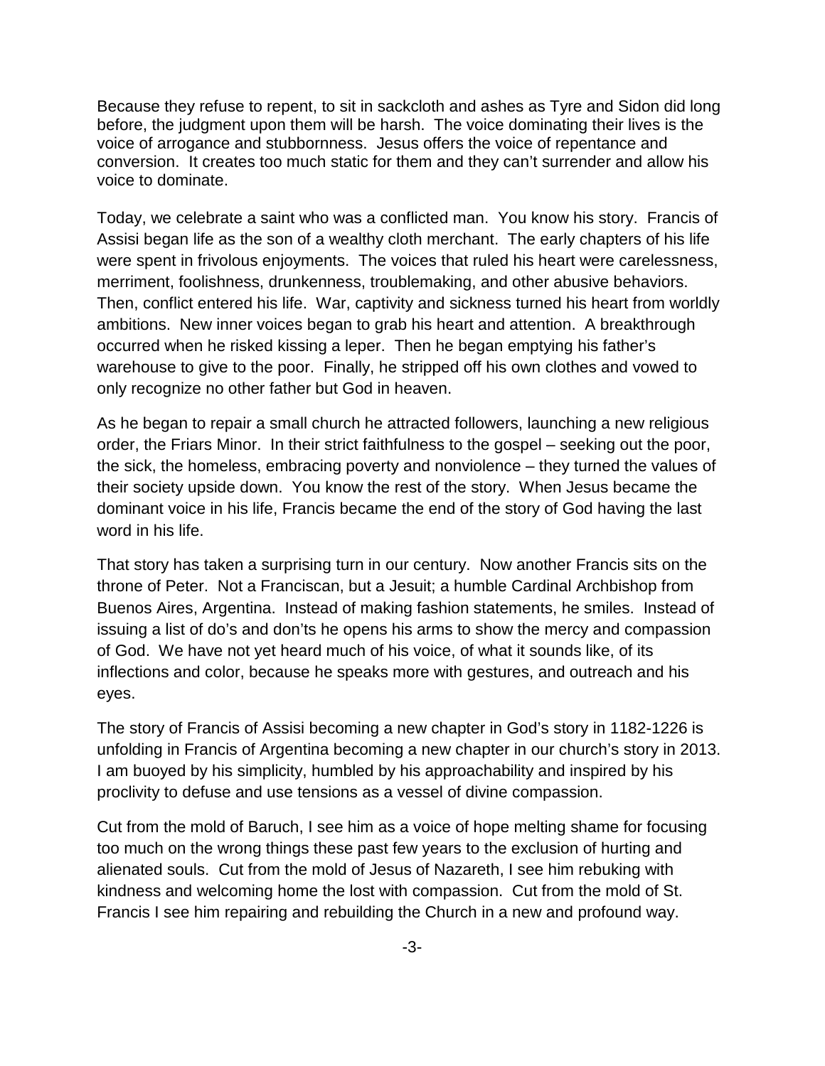Because they refuse to repent, to sit in sackcloth and ashes as Tyre and Sidon did long before, the judgment upon them will be harsh. The voice dominating their lives is the voice of arrogance and stubbornness. Jesus offers the voice of repentance and conversion. It creates too much static for them and they can't surrender and allow his voice to dominate.

Today, we celebrate a saint who was a conflicted man. You know his story. Francis of Assisi began life as the son of a wealthy cloth merchant. The early chapters of his life were spent in frivolous enjoyments. The voices that ruled his heart were carelessness, merriment, foolishness, drunkenness, troublemaking, and other abusive behaviors. Then, conflict entered his life. War, captivity and sickness turned his heart from worldly ambitions. New inner voices began to grab his heart and attention. A breakthrough occurred when he risked kissing a leper. Then he began emptying his father's warehouse to give to the poor. Finally, he stripped off his own clothes and vowed to only recognize no other father but God in heaven.

As he began to repair a small church he attracted followers, launching a new religious order, the Friars Minor. In their strict faithfulness to the gospel – seeking out the poor, the sick, the homeless, embracing poverty and nonviolence – they turned the values of their society upside down. You know the rest of the story. When Jesus became the dominant voice in his life, Francis became the end of the story of God having the last word in his life.

That story has taken a surprising turn in our century. Now another Francis sits on the throne of Peter. Not a Franciscan, but a Jesuit; a humble Cardinal Archbishop from Buenos Aires, Argentina. Instead of making fashion statements, he smiles. Instead of issuing a list of do's and don'ts he opens his arms to show the mercy and compassion of God. We have not yet heard much of his voice, of what it sounds like, of its inflections and color, because he speaks more with gestures, and outreach and his eyes.

The story of Francis of Assisi becoming a new chapter in God's story in 1182-1226 is unfolding in Francis of Argentina becoming a new chapter in our church's story in 2013. I am buoyed by his simplicity, humbled by his approachability and inspired by his proclivity to defuse and use tensions as a vessel of divine compassion.

Cut from the mold of Baruch, I see him as a voice of hope melting shame for focusing too much on the wrong things these past few years to the exclusion of hurting and alienated souls. Cut from the mold of Jesus of Nazareth, I see him rebuking with kindness and welcoming home the lost with compassion. Cut from the mold of St. Francis I see him repairing and rebuilding the Church in a new and profound way.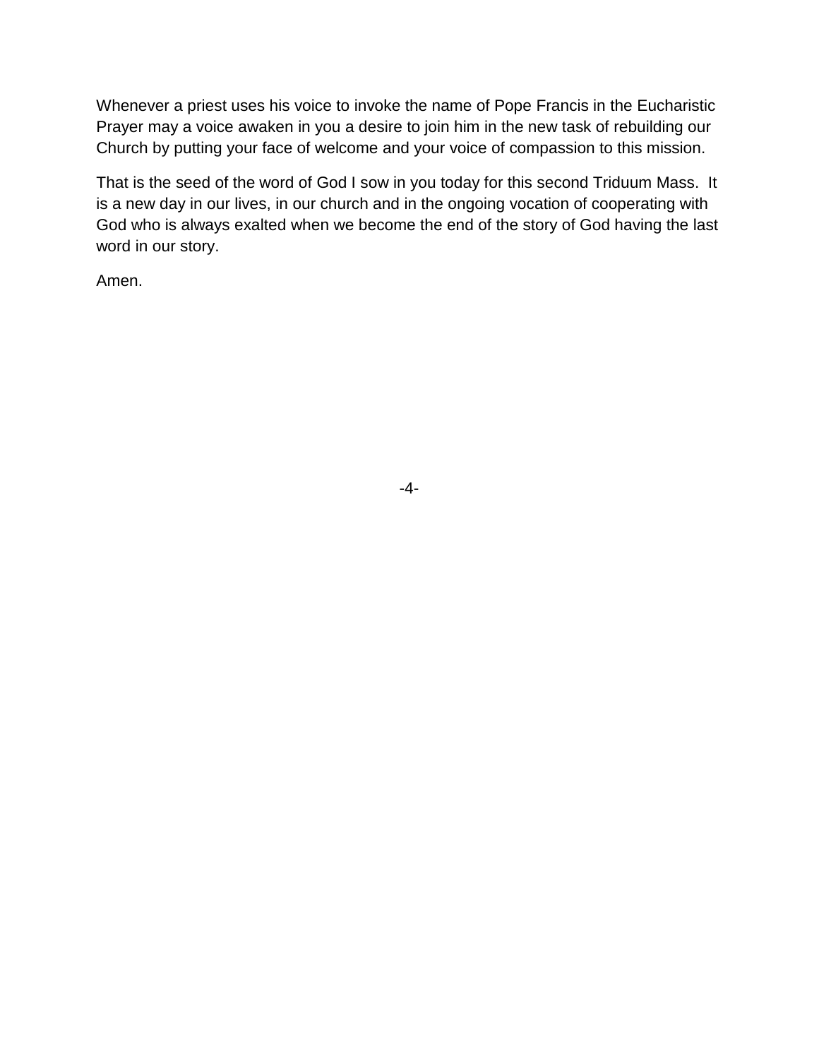Whenever a priest uses his voice to invoke the name of Pope Francis in the Eucharistic Prayer may a voice awaken in you a desire to join him in the new task of rebuilding our Church by putting your face of welcome and your voice of compassion to this mission.

That is the seed of the word of God I sow in you today for this second Triduum Mass.  It is a new day in our lives, in our church and in the ongoing vocation of cooperating with God who is always exalted when we become the end of the story of God having the last word in our story.

Amen.